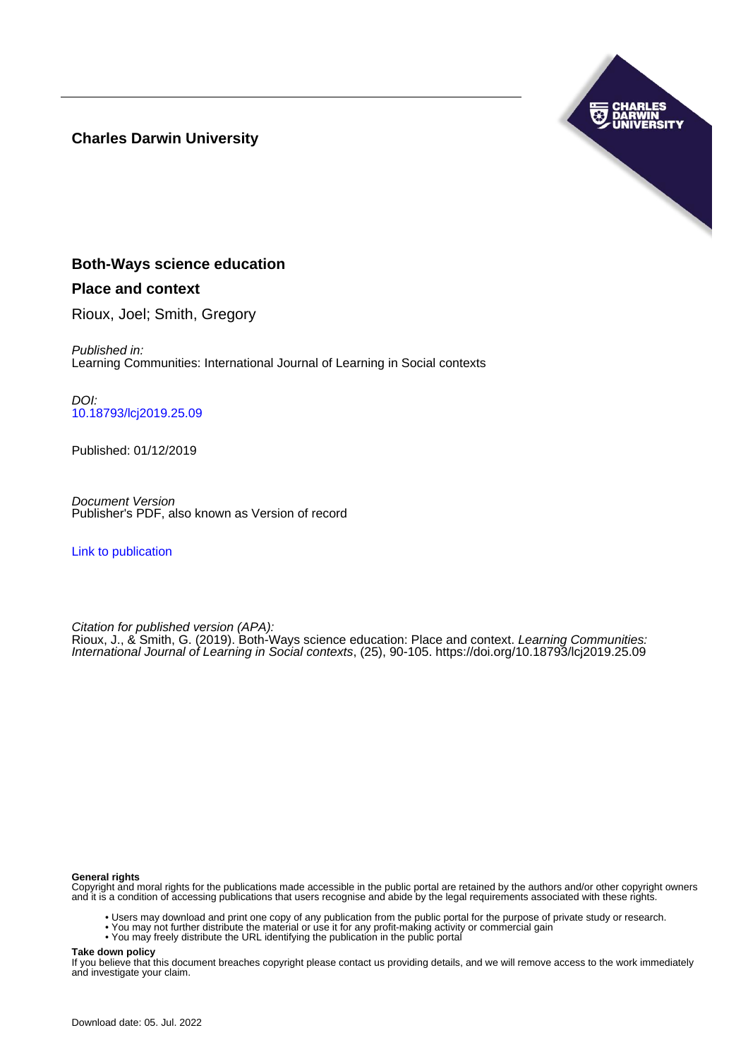**Charles Darwin University**

# Both-Ways science education

## Place and context

Rioux, Joel; Smith, Gregory

*Published in:*
Learning Communities: International Journal of Learning in Social contexts

*DOI:*
10.18793/lcj2019.25.09

Published: 01/12/2019

*Document Version*
Publisher's PDF, also known as Version of record

Link to publication

*Citation for published version (APA):*
Rioux, J., & Smith, G. (2019). Both-Ways science education: Place and context. *Learning Communities: International Journal of Learning in Social contexts*, (25), 90-105. https://doi.org/10.18793/lcj2019.25.09

**General rights**
Copyright and moral rights for the publications made accessible in the public portal are retained by the authors and/or other copyright owners and it is a condition of accessing publications that users recognise and abide by the legal requirements associated with these rights.

- Users may download and print one copy of any publication from the public portal for the purpose of private study or research.
- You may not further distribute the material or use it for any profit-making activity or commercial gain
- You may freely distribute the URL identifying the publication in the public portal

**Take down policy**
If you believe that this document breaches copyright please contact us providing details, and we will remove access to the work immediately and investigate your claim.

Download date: 05. Jul. 2022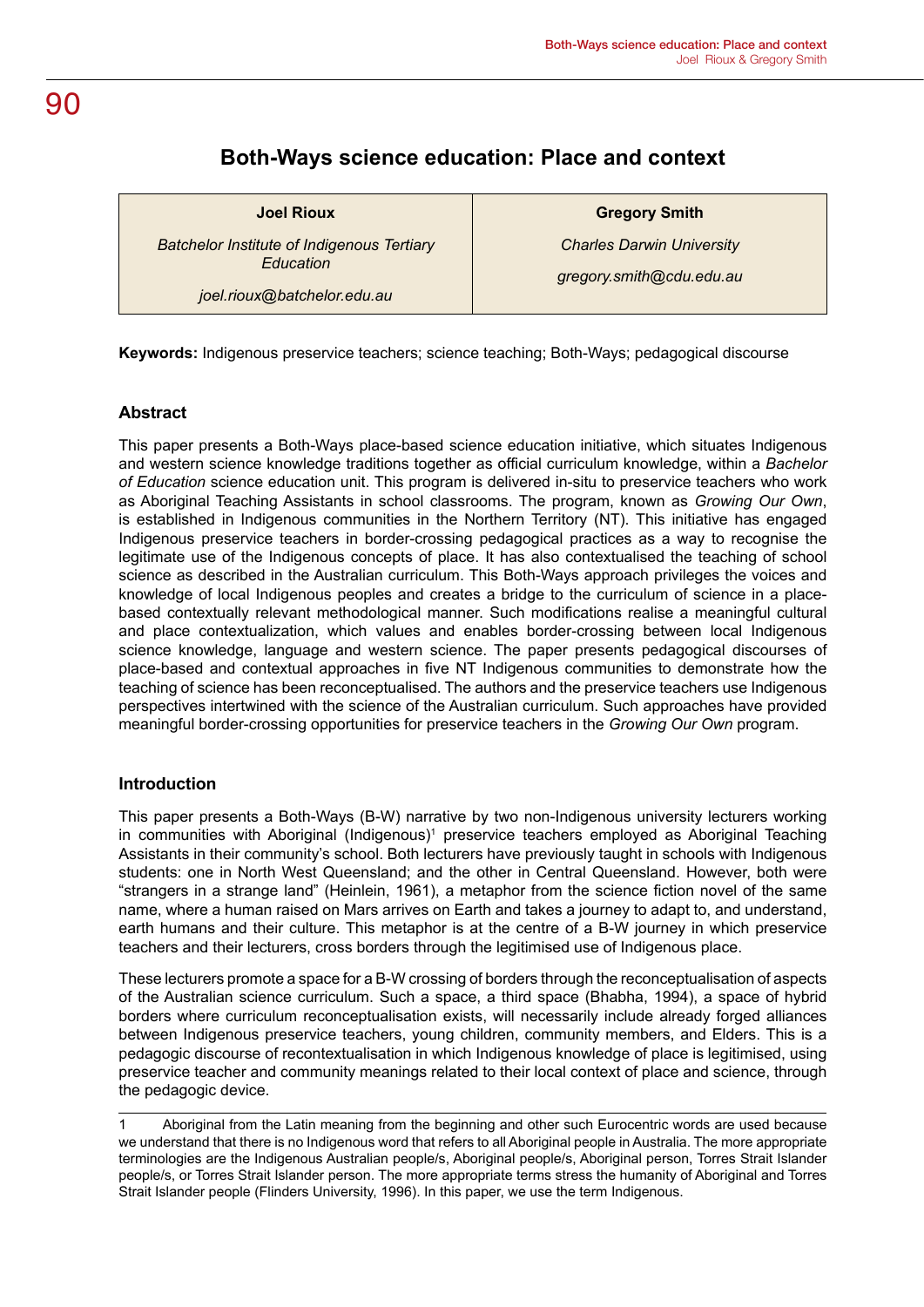# Both-Ways science education: Place and context

| Joel Rioux | Gregory Smith |
|---|---|
| *Batchelor Institute of Indigenous Tertiary Education* | *Charles Darwin University* |
| *joel.rioux@batchelor.edu.au* | *gregory.smith@cdu.edu.au* |

**Keywords:** Indigenous preservice teachers; science teaching; Both-Ways; pedagogical discourse

### Abstract

This paper presents a Both-Ways place-based science education initiative, which situates Indigenous and western science knowledge traditions together as official curriculum knowledge, within a *Bachelor of Education* science education unit. This program is delivered in-situ to preservice teachers who work as Aboriginal Teaching Assistants in school classrooms. The program, known as *Growing Our Own*, is established in Indigenous communities in the Northern Territory (NT). This initiative has engaged Indigenous preservice teachers in border-crossing pedagogical practices as a way to recognise the legitimate use of the Indigenous concepts of place. It has also contextualised the teaching of school science as described in the Australian curriculum. This Both-Ways approach privileges the voices and knowledge of local Indigenous peoples and creates a bridge to the curriculum of science in a place-based contextually relevant methodological manner. Such modifications realise a meaningful cultural and place contextualization, which values and enables border-crossing between local Indigenous science knowledge, language and western science. The paper presents pedagogical discourses of place-based and contextual approaches in five NT Indigenous communities to demonstrate how the teaching of science has been reconceptualised. The authors and the preservice teachers use Indigenous perspectives intertwined with the science of the Australian curriculum. Such approaches have provided meaningful border-crossing opportunities for preservice teachers in the *Growing Our Own* program.

### Introduction

This paper presents a Both-Ways (B-W) narrative by two non-Indigenous university lecturers working in communities with Aboriginal (Indigenous)[1] preservice teachers employed as Aboriginal Teaching Assistants in their community's school. Both lecturers have previously taught in schools with Indigenous students: one in North West Queensland; and the other in Central Queensland. However, both were "strangers in a strange land" (Heinlein, 1961), a metaphor from the science fiction novel of the same name, where a human raised on Mars arrives on Earth and takes a journey to adapt to, and understand, earth humans and their culture. This metaphor is at the centre of a B-W journey in which preservice teachers and their lecturers, cross borders through the legitimised use of Indigenous place.

These lecturers promote a space for a B-W crossing of borders through the reconceptualisation of aspects of the Australian science curriculum. Such a space, a third space (Bhabha, 1994), a space of hybrid borders where curriculum reconceptualisation exists, will necessarily include already forged alliances between Indigenous preservice teachers, young children, community members, and Elders. This is a pedagogic discourse of recontextualisation in which Indigenous knowledge of place is legitimised, using preservice teacher and community meanings related to their local context of place and science, through the pedagogic device.

---

1 Aboriginal from the Latin meaning from the beginning and other such Eurocentric words are used because we understand that there is no Indigenous word that refers to all Aboriginal people in Australia. The more appropriate terminologies are the Indigenous Australian people/s, Aboriginal people/s, Aboriginal person, Torres Strait Islander people/s, or Torres Strait Islander person. The more appropriate terms stress the humanity of Aboriginal and Torres Strait Islander people (Flinders University, 1996). In this paper, we use the term Indigenous.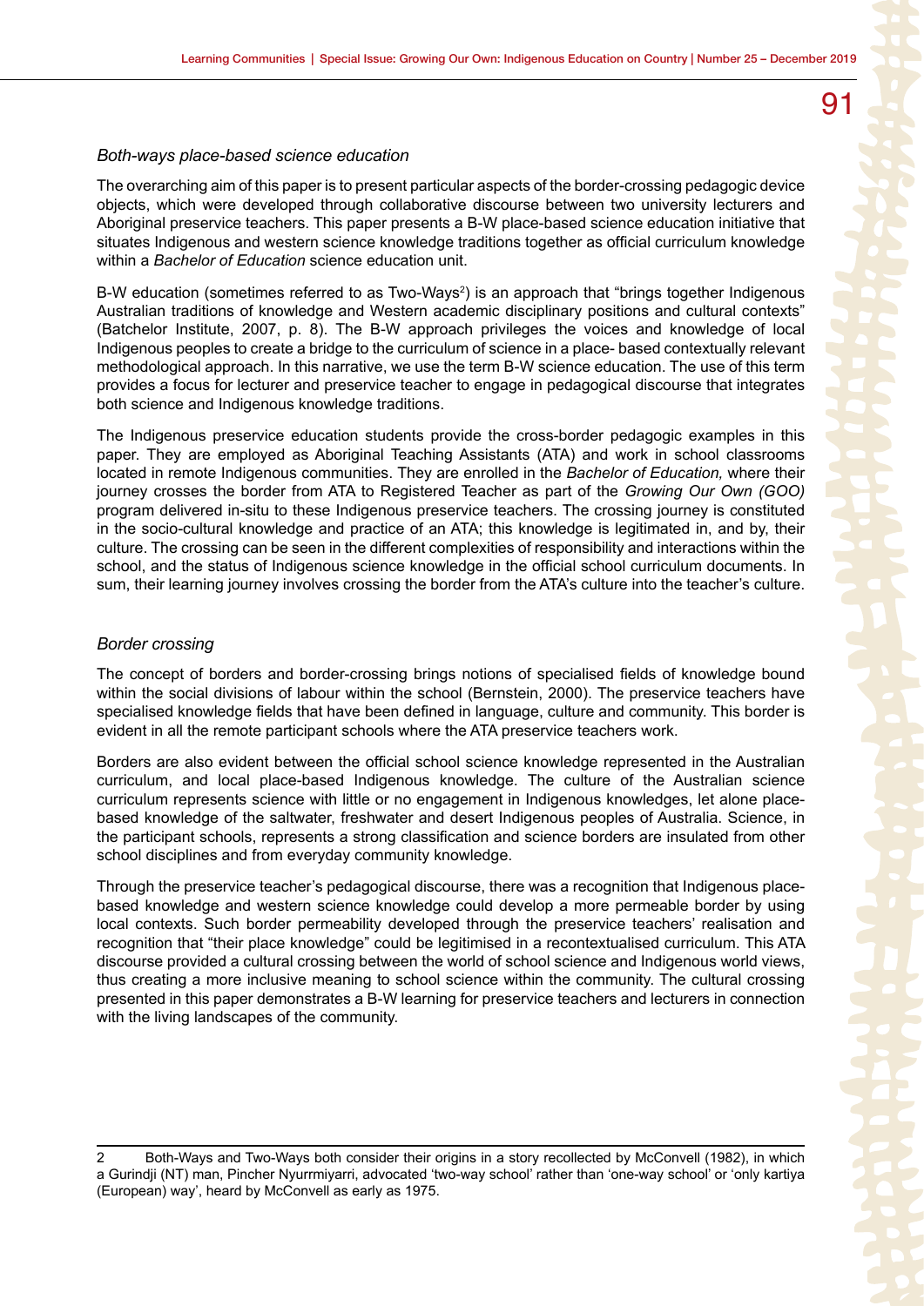### *Both-ways place-based science education*

The overarching aim of this paper is to present particular aspects of the border-crossing pedagogic device objects, which were developed through collaborative discourse between two university lecturers and Aboriginal preservice teachers. This paper presents a B-W place-based science education initiative that situates Indigenous and western science knowledge traditions together as official curriculum knowledge within a *Bachelor of Education* science education unit.

B-W education (sometimes referred to as Two-Ways[2]) is an approach that "brings together Indigenous Australian traditions of knowledge and Western academic disciplinary positions and cultural contexts" (Batchelor Institute, 2007, p. 8). The B-W approach privileges the voices and knowledge of local Indigenous peoples to create a bridge to the curriculum of science in a place- based contextually relevant methodological approach. In this narrative, we use the term B-W science education. The use of this term provides a focus for lecturer and preservice teacher to engage in pedagogical discourse that integrates both science and Indigenous knowledge traditions.

The Indigenous preservice education students provide the cross-border pedagogic examples in this paper. They are employed as Aboriginal Teaching Assistants (ATA) and work in school classrooms located in remote Indigenous communities. They are enrolled in the *Bachelor of Education,* where their journey crosses the border from ATA to Registered Teacher as part of the *Growing Our Own (GOO)* program delivered in-situ to these Indigenous preservice teachers. The crossing journey is constituted in the socio-cultural knowledge and practice of an ATA; this knowledge is legitimated in, and by, their culture. The crossing can be seen in the different complexities of responsibility and interactions within the school, and the status of Indigenous science knowledge in the official school curriculum documents. In sum, their learning journey involves crossing the border from the ATA's culture into the teacher's culture.

### *Border crossing*

The concept of borders and border-crossing brings notions of specialised fields of knowledge bound within the social divisions of labour within the school (Bernstein, 2000). The preservice teachers have specialised knowledge fields that have been defined in language, culture and community. This border is evident in all the remote participant schools where the ATA preservice teachers work.

Borders are also evident between the official school science knowledge represented in the Australian curriculum, and local place-based Indigenous knowledge. The culture of the Australian science curriculum represents science with little or no engagement in Indigenous knowledges, let alone place-based knowledge of the saltwater, freshwater and desert Indigenous peoples of Australia. Science, in the participant schools, represents a strong classification and science borders are insulated from other school disciplines and from everyday community knowledge.

Through the preservice teacher's pedagogical discourse, there was a recognition that Indigenous place-based knowledge and western science knowledge could develop a more permeable border by using local contexts. Such border permeability developed through the preservice teachers' realisation and recognition that "their place knowledge" could be legitimised in a recontextualised curriculum. This ATA discourse provided a cultural crossing between the world of school science and Indigenous world views, thus creating a more inclusive meaning to school science within the community. The cultural crossing presented in this paper demonstrates a B-W learning for preservice teachers and lecturers in connection with the living landscapes of the community.

---

2 Both-Ways and Two-Ways both consider their origins in a story recollected by McConvell (1982), in which a Gurindji (NT) man, Pincher Nyurrmiyarri, advocated 'two-way school' rather than 'one-way school' or 'only kartiya (European) way', heard by McConvell as early as 1975.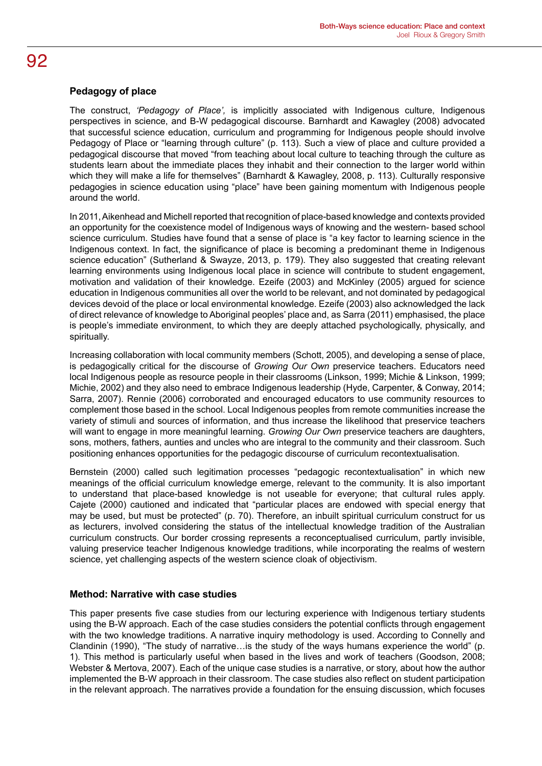## Pedagogy of place

The construct, *'Pedagogy of Place',* is implicitly associated with Indigenous culture, Indigenous perspectives in science, and B-W pedagogical discourse. Barnhardt and Kawagley (2008) advocated that successful science education, curriculum and programming for Indigenous people should involve Pedagogy of Place or "learning through culture" (p. 113). Such a view of place and culture provided a pedagogical discourse that moved "from teaching about local culture to teaching through the culture as students learn about the immediate places they inhabit and their connection to the larger world within which they will make a life for themselves" (Barnhardt & Kawagley, 2008, p. 113). Culturally responsive pedagogies in science education using "place" have been gaining momentum with Indigenous people around the world.

In 2011, Aikenhead and Michell reported that recognition of place-based knowledge and contexts provided an opportunity for the coexistence model of Indigenous ways of knowing and the western- based school science curriculum. Studies have found that a sense of place is "a key factor to learning science in the Indigenous context. In fact, the significance of place is becoming a predominant theme in Indigenous science education" (Sutherland & Swayze, 2013, p. 179). They also suggested that creating relevant learning environments using Indigenous local place in science will contribute to student engagement, motivation and validation of their knowledge. Ezeife (2003) and McKinley (2005) argued for science education in Indigenous communities all over the world to be relevant, and not dominated by pedagogical devices devoid of the place or local environmental knowledge. Ezeife (2003) also acknowledged the lack of direct relevance of knowledge to Aboriginal peoples' place and, as Sarra (2011) emphasised, the place is people's immediate environment, to which they are deeply attached psychologically, physically, and spiritually.

Increasing collaboration with local community members (Schott, 2005), and developing a sense of place, is pedagogically critical for the discourse of *Growing Our Own* preservice teachers. Educators need local Indigenous people as resource people in their classrooms (Linkson, 1999; Michie & Linkson, 1999; Michie, 2002) and they also need to embrace Indigenous leadership (Hyde, Carpenter, & Conway, 2014; Sarra, 2007). Rennie (2006) corroborated and encouraged educators to use community resources to complement those based in the school. Local Indigenous peoples from remote communities increase the variety of stimuli and sources of information, and thus increase the likelihood that preservice teachers will want to engage in more meaningful learning. *Growing Our Own* preservice teachers are daughters, sons, mothers, fathers, aunties and uncles who are integral to the community and their classroom. Such positioning enhances opportunities for the pedagogic discourse of curriculum recontextualisation.

Bernstein (2000) called such legitimation processes "pedagogic recontextualisation" in which new meanings of the official curriculum knowledge emerge, relevant to the community. It is also important to understand that place-based knowledge is not useable for everyone; that cultural rules apply. Cajete (2000) cautioned and indicated that "particular places are endowed with special energy that may be used, but must be protected" (p. 70). Therefore, an inbuilt spiritual curriculum construct for us as lecturers, involved considering the status of the intellectual knowledge tradition of the Australian curriculum constructs. Our border crossing represents a reconceptualised curriculum, partly invisible, valuing preservice teacher Indigenous knowledge traditions, while incorporating the realms of western science, yet challenging aspects of the western science cloak of objectivism.

## Method: Narrative with case studies

This paper presents five case studies from our lecturing experience with Indigenous tertiary students using the B-W approach. Each of the case studies considers the potential conflicts through engagement with the two knowledge traditions. A narrative inquiry methodology is used. According to Connelly and Clandinin (1990), "The study of narrative…is the study of the ways humans experience the world" (p. 1). This method is particularly useful when based in the lives and work of teachers (Goodson, 2008; Webster & Mertova, 2007). Each of the unique case studies is a narrative, or story, about how the author implemented the B-W approach in their classroom. The case studies also reflect on student participation in the relevant approach. The narratives provide a foundation for the ensuing discussion, which focuses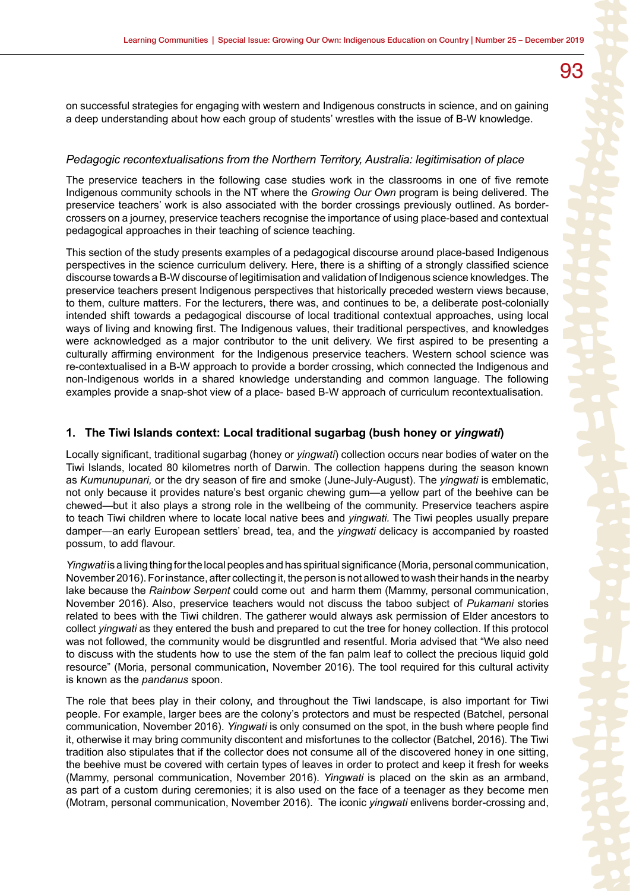on successful strategies for engaging with western and Indigenous constructs in science, and on gaining a deep understanding about how each group of students' wrestles with the issue of B-W knowledge.

### *Pedagogic recontextualisations from the Northern Territory, Australia: legitimisation of place*

The preservice teachers in the following case studies work in the classrooms in one of five remote Indigenous community schools in the NT where the *Growing Our Own* program is being delivered. The preservice teachers' work is also associated with the border crossings previously outlined. As border-crossers on a journey, preservice teachers recognise the importance of using place-based and contextual pedagogical approaches in their teaching of science teaching.

This section of the study presents examples of a pedagogical discourse around place-based Indigenous perspectives in the science curriculum delivery. Here, there is a shifting of a strongly classified science discourse towards a B-W discourse of legitimisation and validation of Indigenous science knowledges. The preservice teachers present Indigenous perspectives that historically preceded western views because, to them, culture matters. For the lecturers, there was, and continues to be, a deliberate post-colonially intended shift towards a pedagogical discourse of local traditional contextual approaches, using local ways of living and knowing first. The Indigenous values, their traditional perspectives, and knowledges were acknowledged as a major contributor to the unit delivery. We first aspired to be presenting a culturally affirming environment for the Indigenous preservice teachers. Western school science was re-contextualised in a B-W approach to provide a border crossing, which connected the Indigenous and non-Indigenous worlds in a shared knowledge understanding and common language. The following examples provide a snap-shot view of a place- based B-W approach of curriculum recontextualisation.

### 1. The Tiwi Islands context: Local traditional sugarbag (bush honey or *yingwati*)

Locally significant, traditional sugarbag (honey or *yingwati*) collection occurs near bodies of water on the Tiwi Islands, located 80 kilometres north of Darwin. The collection happens during the season known as *Kumunupunari,* or the dry season of fire and smoke (June-July-August). The *yingwati* is emblematic, not only because it provides nature's best organic chewing gum—a yellow part of the beehive can be chewed—but it also plays a strong role in the wellbeing of the community. Preservice teachers aspire to teach Tiwi children where to locate local native bees and *yingwati*. The Tiwi peoples usually prepare damper—an early European settlers' bread, tea, and the *yingwati* delicacy is accompanied by roasted possum, to add flavour.

*Yingwati* is a living thing for the local peoples and has spiritual significance (Moria, personal communication, November 2016). For instance, after collecting it, the person is not allowed to wash their hands in the nearby lake because the *Rainbow Serpent* could come out and harm them (Mammy, personal communication, November 2016). Also, preservice teachers would not discuss the taboo subject of *Pukamani* stories related to bees with the Tiwi children. The gatherer would always ask permission of Elder ancestors to collect *yingwati* as they entered the bush and prepared to cut the tree for honey collection. If this protocol was not followed, the community would be disgruntled and resentful. Moria advised that "We also need to discuss with the students how to use the stem of the fan palm leaf to collect the precious liquid gold resource" (Moria, personal communication, November 2016). The tool required for this cultural activity is known as the *pandanus* spoon.

The role that bees play in their colony, and throughout the Tiwi landscape, is also important for Tiwi people. For example, larger bees are the colony's protectors and must be respected (Batchel, personal communication, November 2016). *Yingwati* is only consumed on the spot, in the bush where people find it, otherwise it may bring community discontent and misfortunes to the collector (Batchel, 2016). The Tiwi tradition also stipulates that if the collector does not consume all of the discovered honey in one sitting, the beehive must be covered with certain types of leaves in order to protect and keep it fresh for weeks (Mammy, personal communication, November 2016). *Yingwati* is placed on the skin as an armband, as part of a custom during ceremonies; it is also used on the face of a teenager as they become men (Motram, personal communication, November 2016). The iconic *yingwati* enlivens border-crossing and,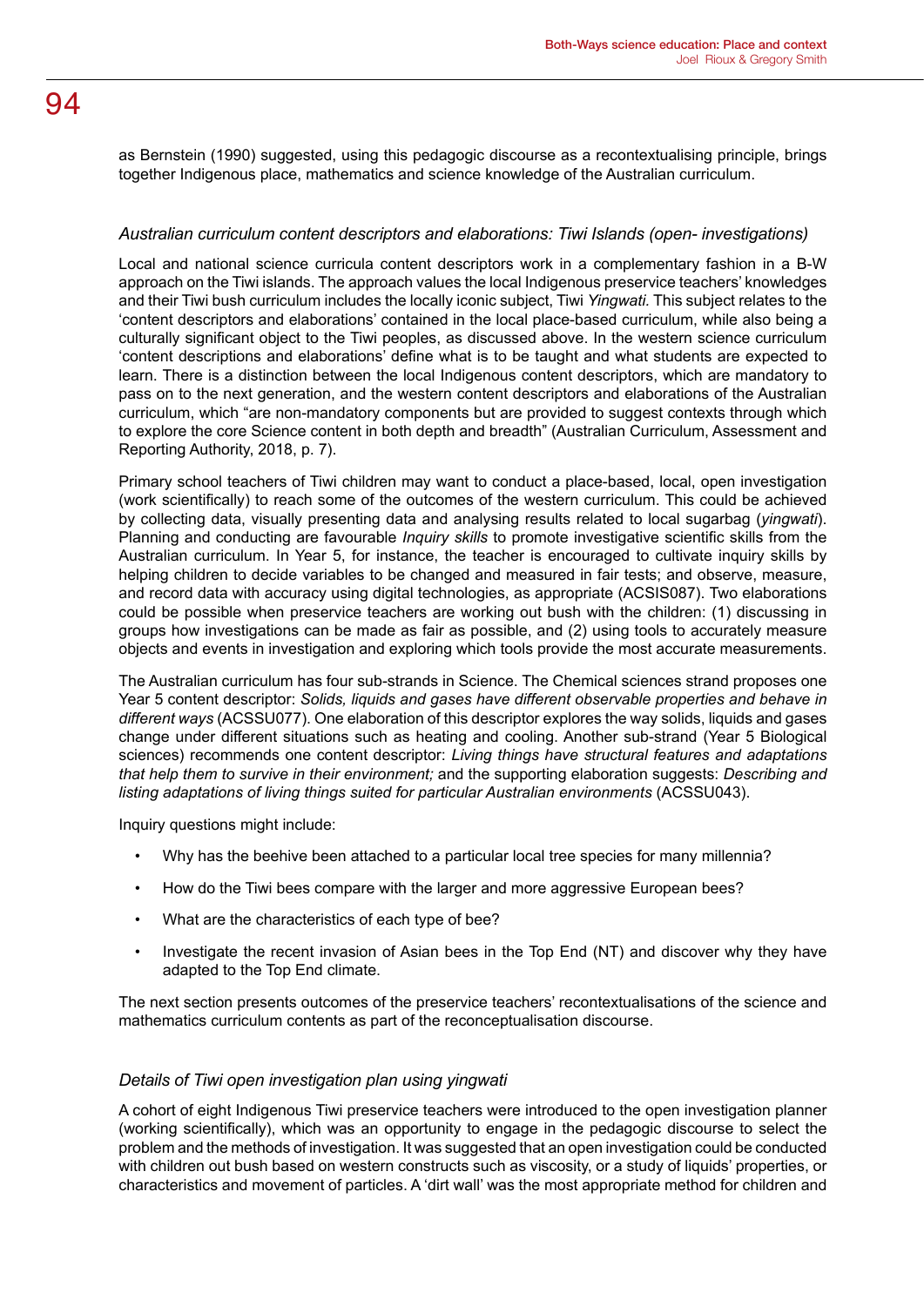as Bernstein (1990) suggested, using this pedagogic discourse as a recontextualising principle, brings together Indigenous place, mathematics and science knowledge of the Australian curriculum.

### *Australian curriculum content descriptors and elaborations: Tiwi Islands (open- investigations)*

Local and national science curricula content descriptors work in a complementary fashion in a B-W approach on the Tiwi islands. The approach values the local Indigenous preservice teachers' knowledges and their Tiwi bush curriculum includes the locally iconic subject, Tiwi *Yingwati.* This subject relates to the 'content descriptors and elaborations' contained in the local place-based curriculum, while also being a culturally significant object to the Tiwi peoples, as discussed above. In the western science curriculum 'content descriptions and elaborations' define what is to be taught and what students are expected to learn. There is a distinction between the local Indigenous content descriptors, which are mandatory to pass on to the next generation, and the western content descriptors and elaborations of the Australian curriculum, which "are non-mandatory components but are provided to suggest contexts through which to explore the core Science content in both depth and breadth" (Australian Curriculum, Assessment and Reporting Authority, 2018, p. 7).

Primary school teachers of Tiwi children may want to conduct a place-based, local, open investigation (work scientifically) to reach some of the outcomes of the western curriculum. This could be achieved by collecting data, visually presenting data and analysing results related to local sugarbag (*yingwati*). Planning and conducting are favourable *Inquiry skills* to promote investigative scientific skills from the Australian curriculum. In Year 5, for instance, the teacher is encouraged to cultivate inquiry skills by helping children to decide variables to be changed and measured in fair tests; and observe, measure, and record data with accuracy using digital technologies, as appropriate (ACSIS087). Two elaborations could be possible when preservice teachers are working out bush with the children: (1) discussing in groups how investigations can be made as fair as possible, and (2) using tools to accurately measure objects and events in investigation and exploring which tools provide the most accurate measurements.

The Australian curriculum has four sub-strands in Science. The Chemical sciences strand proposes one Year 5 content descriptor: *Solids, liquids and gases have different observable properties and behave in different ways* (ACSSU077). One elaboration of this descriptor explores the way solids, liquids and gases change under different situations such as heating and cooling. Another sub-strand (Year 5 Biological sciences) recommends one content descriptor: *Living things have structural features and adaptations that help them to survive in their environment;* and the supporting elaboration suggests: *Describing and listing adaptations of living things suited for particular Australian environments* (ACSSU043).

Inquiry questions might include:

- Why has the beehive been attached to a particular local tree species for many millennia?
- How do the Tiwi bees compare with the larger and more aggressive European bees?
- What are the characteristics of each type of bee?
- Investigate the recent invasion of Asian bees in the Top End (NT) and discover why they have adapted to the Top End climate.

The next section presents outcomes of the preservice teachers' recontextualisations of the science and mathematics curriculum contents as part of the reconceptualisation discourse.

### *Details of Tiwi open investigation plan using yingwati*

A cohort of eight Indigenous Tiwi preservice teachers were introduced to the open investigation planner (working scientifically), which was an opportunity to engage in the pedagogic discourse to select the problem and the methods of investigation. It was suggested that an open investigation could be conducted with children out bush based on western constructs such as viscosity, or a study of liquids' properties, or characteristics and movement of particles. A 'dirt wall' was the most appropriate method for children and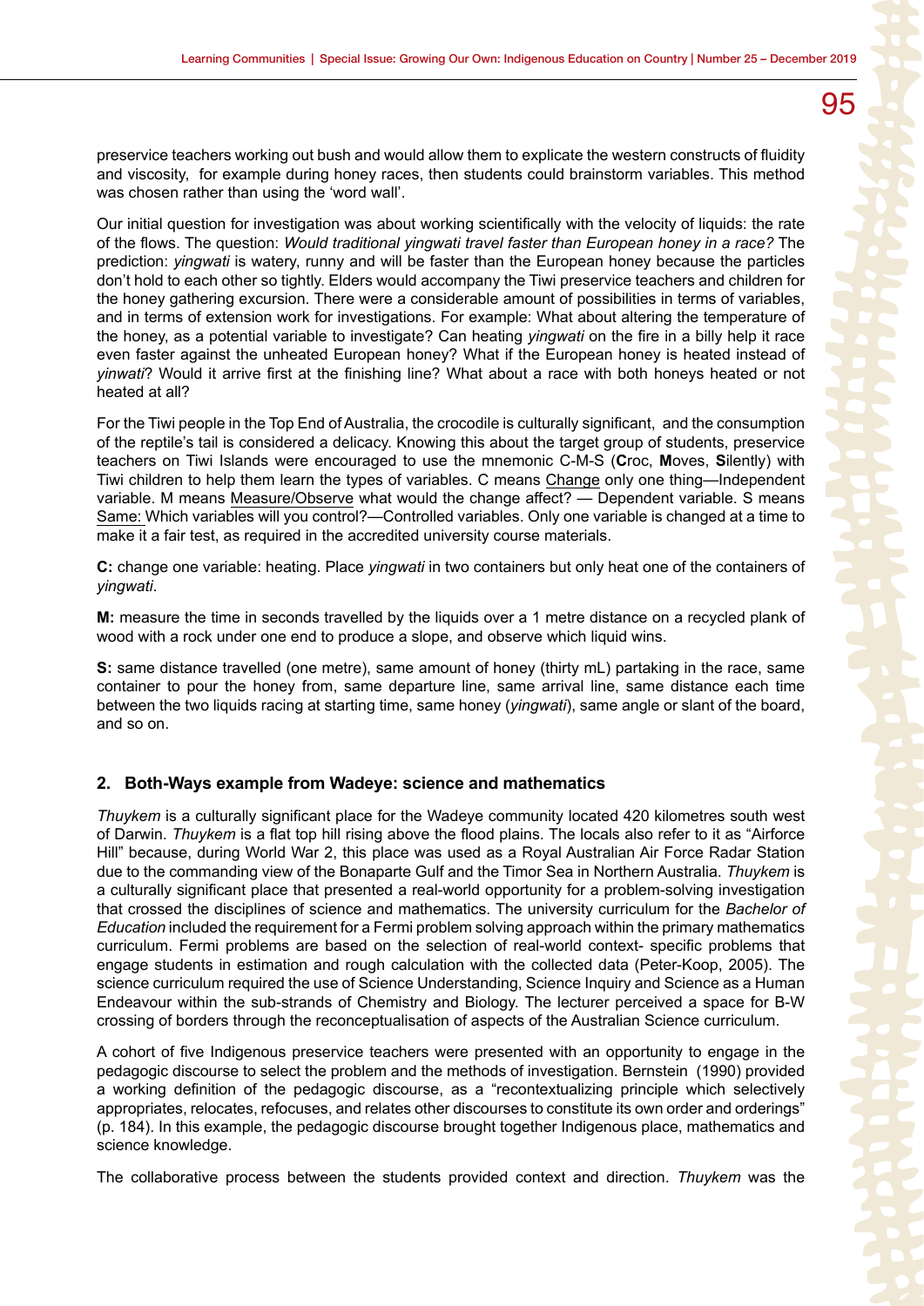preservice teachers working out bush and would allow them to explicate the western constructs of fluidity and viscosity, for example during honey races, then students could brainstorm variables. This method was chosen rather than using the 'word wall'.

Our initial question for investigation was about working scientifically with the velocity of liquids: the rate of the flows. The question: *Would traditional yingwati travel faster than European honey in a race?* The prediction: *yingwati* is watery, runny and will be faster than the European honey because the particles don't hold to each other so tightly. Elders would accompany the Tiwi preservice teachers and children for the honey gathering excursion. There were a considerable amount of possibilities in terms of variables, and in terms of extension work for investigations. For example: What about altering the temperature of the honey, as a potential variable to investigate? Can heating *yingwati* on the fire in a billy help it race even faster against the unheated European honey? What if the European honey is heated instead of *yinwati*? Would it arrive first at the finishing line? What about a race with both honeys heated or not heated at all?

For the Tiwi people in the Top End of Australia, the crocodile is culturally significant, and the consumption of the reptile's tail is considered a delicacy. Knowing this about the target group of students, preservice teachers on Tiwi Islands were encouraged to use the mnemonic C-M-S (**C**roc, **M**oves, **S**ilently) with Tiwi children to help them learn the types of variables. C means Change only one thing—Independent variable. M means Measure/Observe what would the change affect? — Dependent variable. S means Same: Which variables will you control?—Controlled variables. Only one variable is changed at a time to make it a fair test, as required in the accredited university course materials.

**C:** change one variable: heating. Place *yingwati* in two containers but only heat one of the containers of *yingwati*.

**M:** measure the time in seconds travelled by the liquids over a 1 metre distance on a recycled plank of wood with a rock under one end to produce a slope, and observe which liquid wins.

**S:** same distance travelled (one metre), same amount of honey (thirty mL) partaking in the race, same container to pour the honey from, same departure line, same arrival line, same distance each time between the two liquids racing at starting time, same honey (*yingwati*), same angle or slant of the board, and so on.

## 2. Both-Ways example from Wadeye: science and mathematics

*Thuykem* is a culturally significant place for the Wadeye community located 420 kilometres south west of Darwin. *Thuykem* is a flat top hill rising above the flood plains. The locals also refer to it as "Airforce Hill" because, during World War 2, this place was used as a Royal Australian Air Force Radar Station due to the commanding view of the Bonaparte Gulf and the Timor Sea in Northern Australia. *Thuykem* is a culturally significant place that presented a real-world opportunity for a problem-solving investigation that crossed the disciplines of science and mathematics. The university curriculum for the *Bachelor of Education* included the requirement for a Fermi problem solving approach within the primary mathematics curriculum. Fermi problems are based on the selection of real-world context- specific problems that engage students in estimation and rough calculation with the collected data (Peter-Koop, 2005). The science curriculum required the use of Science Understanding, Science Inquiry and Science as a Human Endeavour within the sub-strands of Chemistry and Biology. The lecturer perceived a space for B-W crossing of borders through the reconceptualisation of aspects of the Australian Science curriculum.

A cohort of five Indigenous preservice teachers were presented with an opportunity to engage in the pedagogic discourse to select the problem and the methods of investigation. Bernstein (1990) provided a working definition of the pedagogic discourse, as a "recontextualizing principle which selectively appropriates, relocates, refocuses, and relates other discourses to constitute its own order and orderings" (p. 184). In this example, the pedagogic discourse brought together Indigenous place, mathematics and science knowledge.

The collaborative process between the students provided context and direction. *Thuykem* was the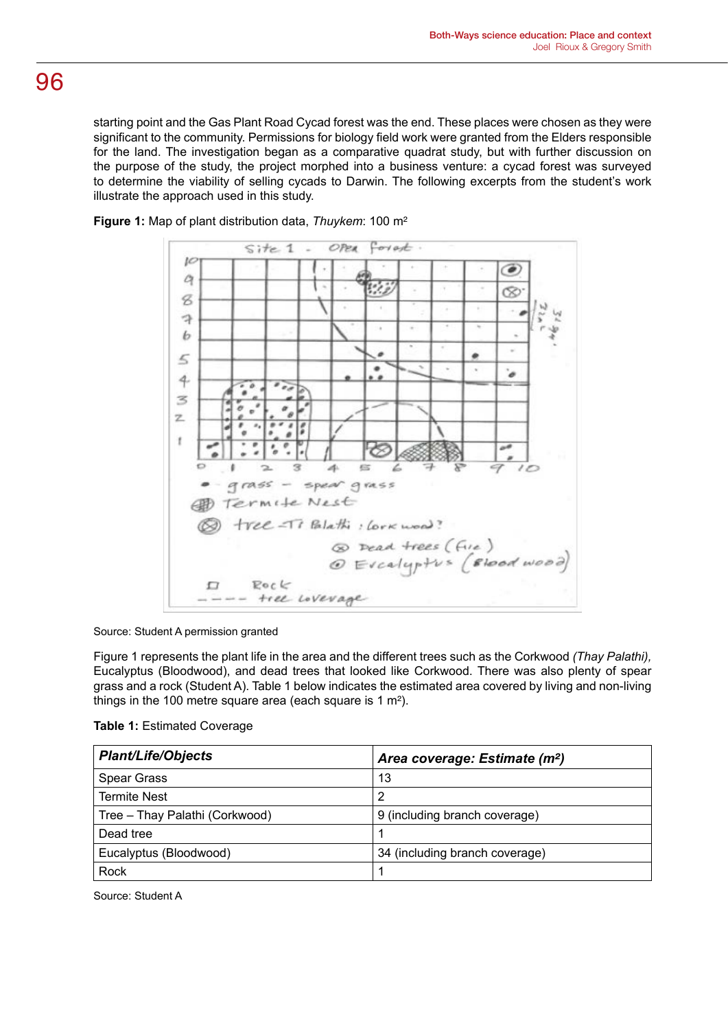starting point and the Gas Plant Road Cycad forest was the end. These places were chosen as they were significant to the community. Permissions for biology field work were granted from the Elders responsible for the land. The investigation began as a comparative quadrat study, but with further discussion on the purpose of the study, the project morphed into a business venture: a cycad forest was surveyed to determine the viability of selling cycads to Darwin. The following excerpts from the student's work illustrate the approach used in this study.

**Figure 1:** Map of plant distribution data, *Thuykem*: 100 m²

Source: Student A permission granted

Figure 1 represents the plant life in the area and the different trees such as the Corkwood *(Thay Palathi)*, Eucalyptus (Bloodwood), and dead trees that looked like Corkwood. There was also plenty of spear grass and a rock (Student A). Table 1 below indicates the estimated area covered by living and non-living things in the 100 metre square area (each square is 1 m²).

**Table 1:** Estimated Coverage

| *Plant/Life/Objects* | *Area coverage: Estimate (m²)* |
|---|---|
| Spear Grass | 13 |
| Termite Nest | 2 |
| Tree – Thay Palathi (Corkwood) | 9 (including branch coverage) |
| Dead tree | 1 |
| Eucalyptus (Bloodwood) | 34 (including branch coverage) |
| Rock | 1 |

Source: Student A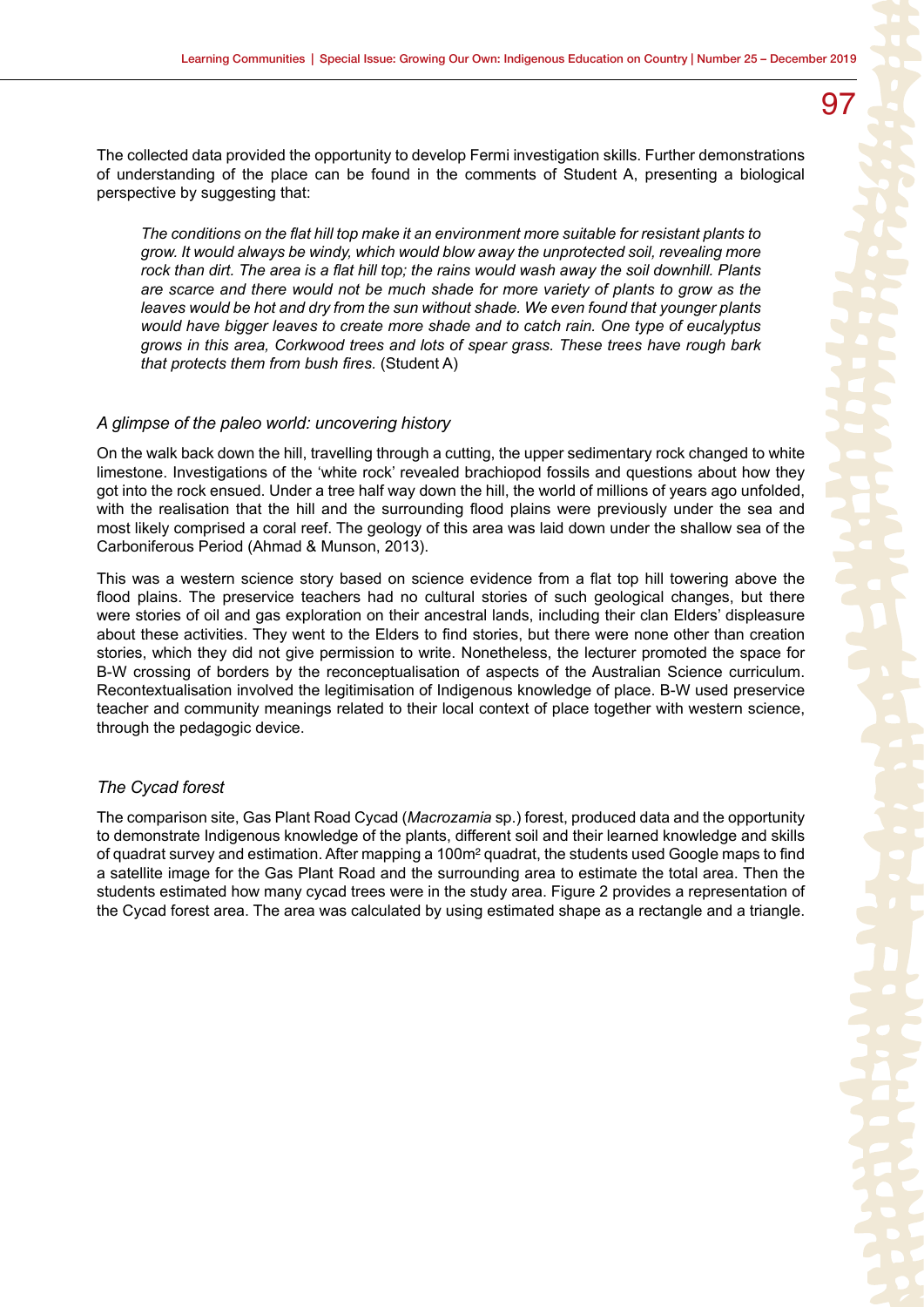The collected data provided the opportunity to develop Fermi investigation skills. Further demonstrations of understanding of the place can be found in the comments of Student A, presenting a biological perspective by suggesting that:

> *The conditions on the flat hill top make it an environment more suitable for resistant plants to grow. It would always be windy, which would blow away the unprotected soil, revealing more rock than dirt. The area is a flat hill top; the rains would wash away the soil downhill. Plants are scarce and there would not be much shade for more variety of plants to grow as the leaves would be hot and dry from the sun without shade. We even found that younger plants would have bigger leaves to create more shade and to catch rain. One type of eucalyptus grows in this area, Corkwood trees and lots of spear grass. These trees have rough bark that protects them from bush fires.* (Student A)

### *A glimpse of the paleo world: uncovering history*

On the walk back down the hill, travelling through a cutting, the upper sedimentary rock changed to white limestone. Investigations of the 'white rock' revealed brachiopod fossils and questions about how they got into the rock ensued. Under a tree half way down the hill, the world of millions of years ago unfolded, with the realisation that the hill and the surrounding flood plains were previously under the sea and most likely comprised a coral reef. The geology of this area was laid down under the shallow sea of the Carboniferous Period (Ahmad & Munson, 2013).

This was a western science story based on science evidence from a flat top hill towering above the flood plains. The preservice teachers had no cultural stories of such geological changes, but there were stories of oil and gas exploration on their ancestral lands, including their clan Elders' displeasure about these activities. They went to the Elders to find stories, but there were none other than creation stories, which they did not give permission to write. Nonetheless, the lecturer promoted the space for B-W crossing of borders by the reconceptualisation of aspects of the Australian Science curriculum. Recontextualisation involved the legitimisation of Indigenous knowledge of place. B-W used preservice teacher and community meanings related to their local context of place together with western science, through the pedagogic device.

### *The Cycad forest*

The comparison site, Gas Plant Road Cycad (*Macrozamia* sp.) forest, produced data and the opportunity to demonstrate Indigenous knowledge of the plants, different soil and their learned knowledge and skills of quadrat survey and estimation. After mapping a 100m$^2$ quadrat, the students used Google maps to find a satellite image for the Gas Plant Road and the surrounding area to estimate the total area. Then the students estimated how many cycad trees were in the study area. Figure 2 provides a representation of the Cycad forest area. The area was calculated by using estimated shape as a rectangle and a triangle.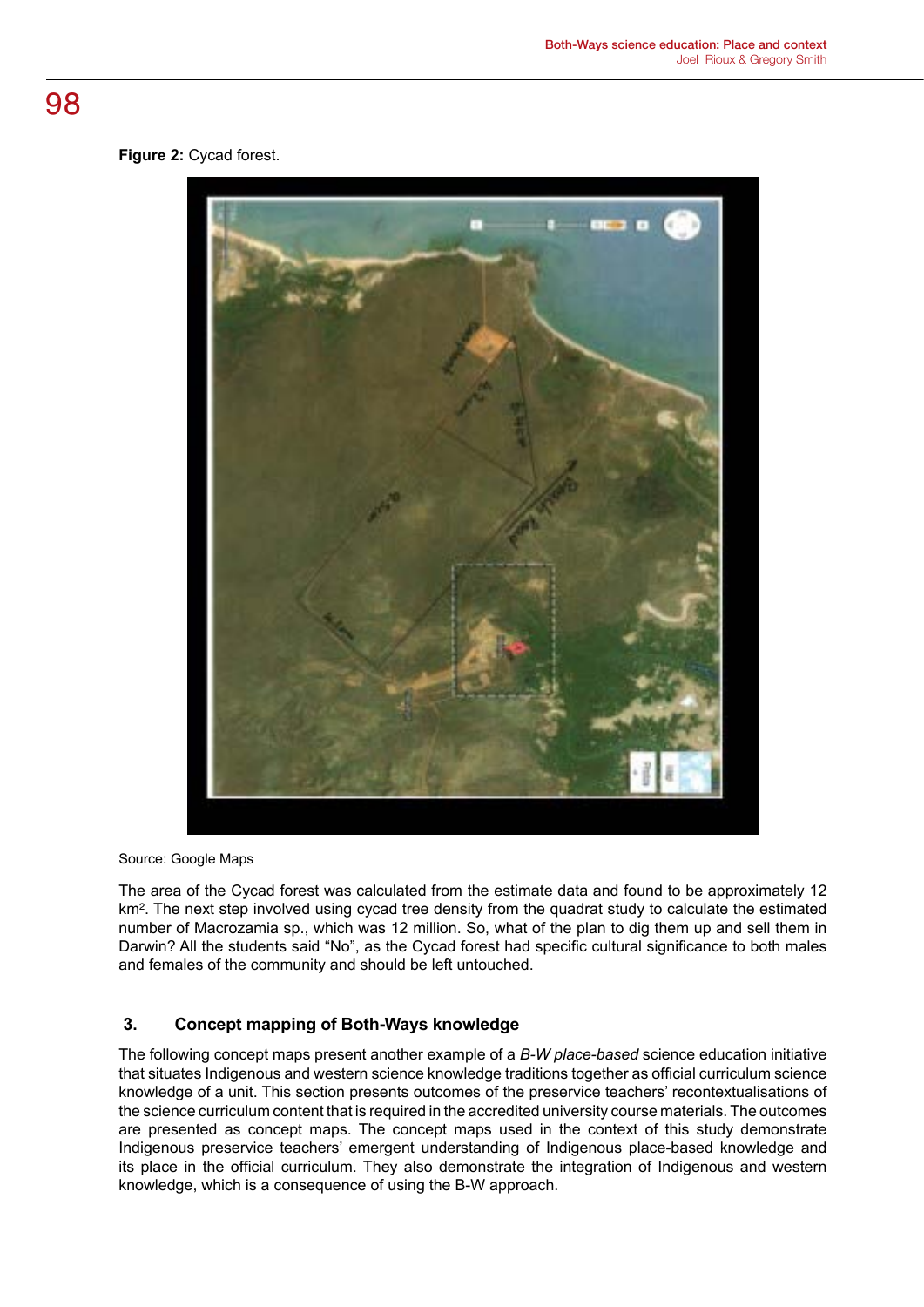**Figure 2:** Cycad forest.

Source: Google Maps

The area of the Cycad forest was calculated from the estimate data and found to be approximately 12 km². The next step involved using cycad tree density from the quadrat study to calculate the estimated number of Macrozamia sp., which was 12 million. So, what of the plan to dig them up and sell them in Darwin? All the students said "No", as the Cycad forest had specific cultural significance to both males and females of the community and should be left untouched.

## 3. Concept mapping of Both-Ways knowledge

The following concept maps present another example of a *B-W place-based* science education initiative that situates Indigenous and western science knowledge traditions together as official curriculum science knowledge of a unit. This section presents outcomes of the preservice teachers' recontextualisations of the science curriculum content that is required in the accredited university course materials. The outcomes are presented as concept maps. The concept maps used in the context of this study demonstrate Indigenous preservice teachers' emergent understanding of Indigenous place-based knowledge and its place in the official curriculum. They also demonstrate the integration of Indigenous and western knowledge, which is a consequence of using the B-W approach.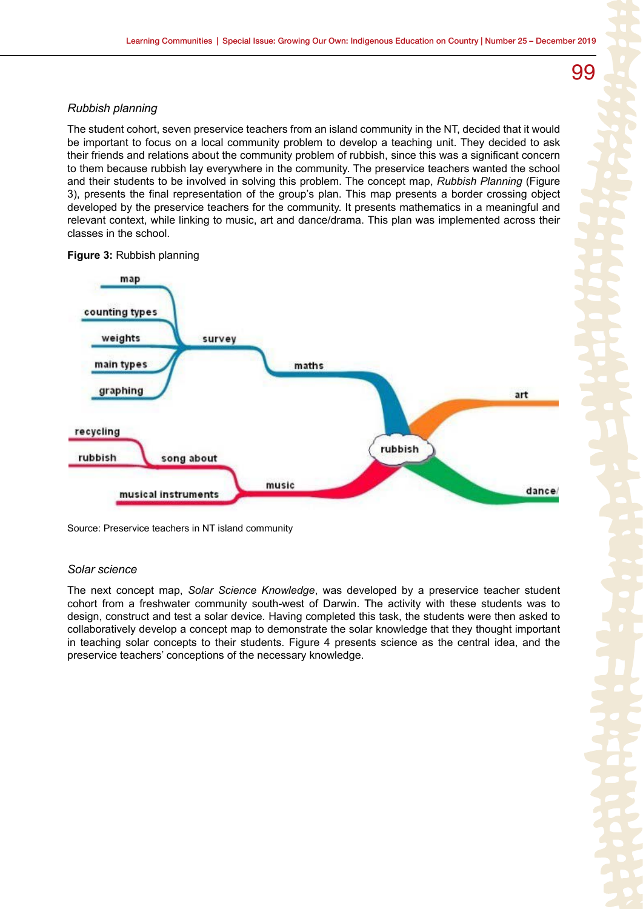### *Rubbish planning*

The student cohort, seven preservice teachers from an island community in the NT, decided that it would be important to focus on a local community problem to develop a teaching unit. They decided to ask their friends and relations about the community problem of rubbish, since this was a significant concern to them because rubbish lay everywhere in the community. The preservice teachers wanted the school and their students to be involved in solving this problem. The concept map, *Rubbish Planning* (Figure 3), presents the final representation of the group's plan. This map presents a border crossing object developed by the preservice teachers for the community. It presents mathematics in a meaningful and relevant context, while linking to music, art and dance/drama. This plan was implemented across their classes in the school.

**Figure 3:** Rubbish planning

Source: Preservice teachers in NT island community

### *Solar science*

The next concept map, *Solar Science Knowledge*, was developed by a preservice teacher student cohort from a freshwater community south-west of Darwin. The activity with these students was to design, construct and test a solar device. Having completed this task, the students were then asked to collaboratively develop a concept map to demonstrate the solar knowledge that they thought important in teaching solar concepts to their students. Figure 4 presents science as the central idea, and the preservice teachers' conceptions of the necessary knowledge.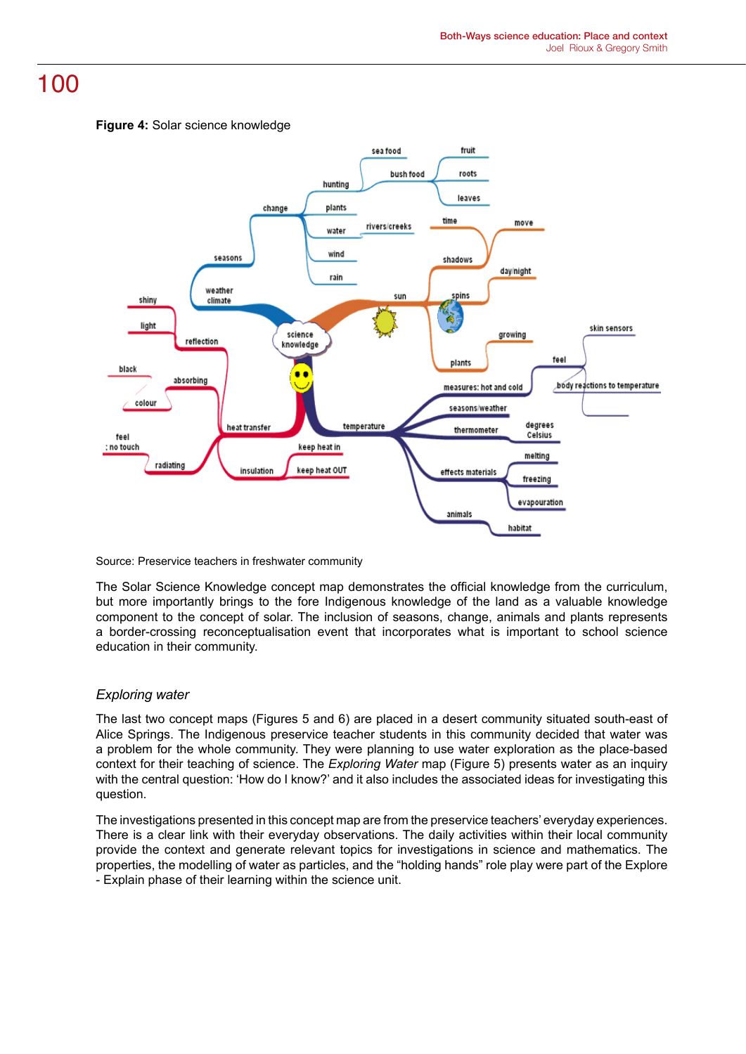**Figure 4:** Solar science knowledge

Source: Preservice teachers in freshwater community

The Solar Science Knowledge concept map demonstrates the official knowledge from the curriculum, but more importantly brings to the fore Indigenous knowledge of the land as a valuable knowledge component to the concept of solar. The inclusion of seasons, change, animals and plants represents a border-crossing reconceptualisation event that incorporates what is important to school science education in their community.

### *Exploring water*

The last two concept maps (Figures 5 and 6) are placed in a desert community situated south-east of Alice Springs. The Indigenous preservice teacher students in this community decided that water was a problem for the whole community. They were planning to use water exploration as the place-based context for their teaching of science. The *Exploring Water* map (Figure 5) presents water as an inquiry with the central question: 'How do I know?' and it also includes the associated ideas for investigating this question.

The investigations presented in this concept map are from the preservice teachers' everyday experiences. There is a clear link with their everyday observations. The daily activities within their local community provide the context and generate relevant topics for investigations in science and mathematics. The properties, the modelling of water as particles, and the "holding hands" role play were part of the Explore - Explain phase of their learning within the science unit.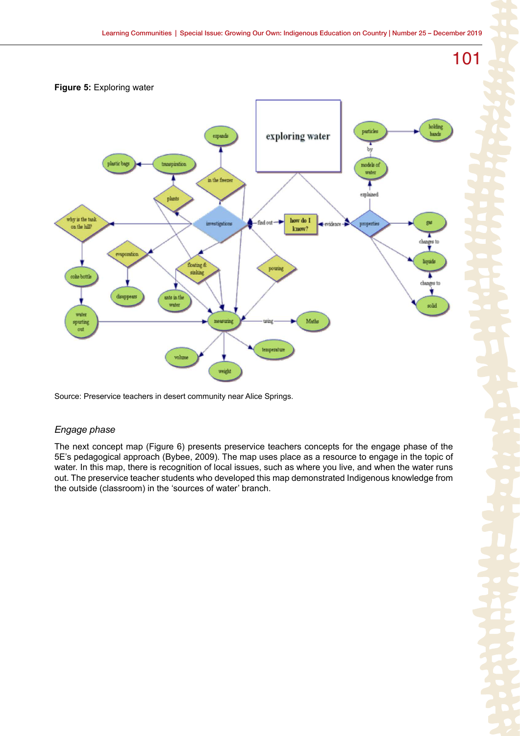**Figure 5:** Exploring water

Source: Preservice teachers in desert community near Alice Springs.

### *Engage phase*

The next concept map (Figure 6) presents preservice teachers concepts for the engage phase of the 5E's pedagogical approach (Bybee, 2009). The map uses place as a resource to engage in the topic of water. In this map, there is recognition of local issues, such as where you live, and when the water runs out. The preservice teacher students who developed this map demonstrated Indigenous knowledge from the outside (classroom) in the 'sources of water' branch.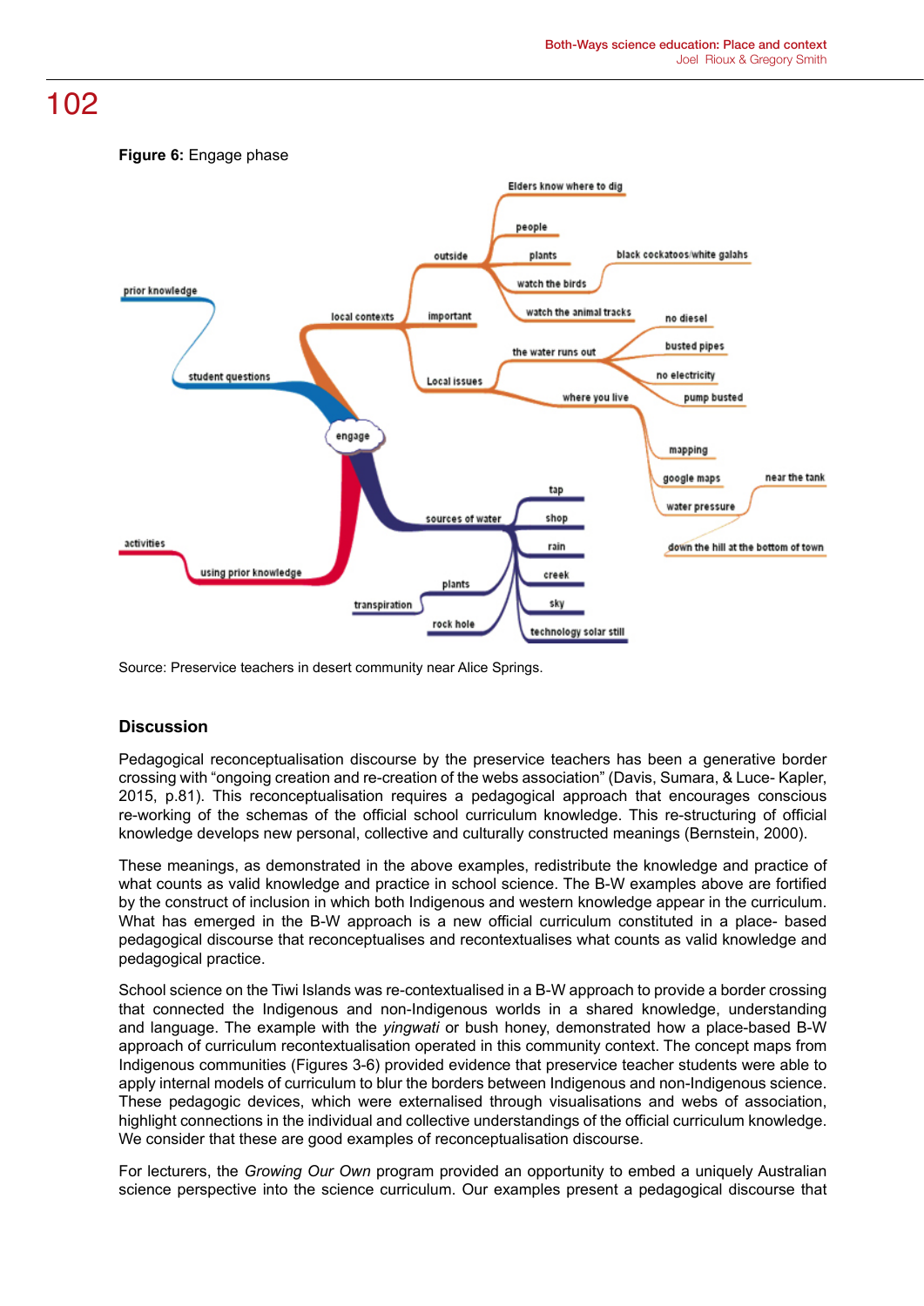**Figure 6:** Engage phase

Source: Preservice teachers in desert community near Alice Springs.

### Discussion

Pedagogical reconceptualisation discourse by the preservice teachers has been a generative border crossing with "ongoing creation and re-creation of the webs association" (Davis, Sumara, & Luce- Kapler, 2015, p.81). This reconceptualisation requires a pedagogical approach that encourages conscious re-working of the schemas of the official school curriculum knowledge. This re-structuring of official knowledge develops new personal, collective and culturally constructed meanings (Bernstein, 2000).

These meanings, as demonstrated in the above examples, redistribute the knowledge and practice of what counts as valid knowledge and practice in school science. The B-W examples above are fortified by the construct of inclusion in which both Indigenous and western knowledge appear in the curriculum. What has emerged in the B-W approach is a new official curriculum constituted in a place- based pedagogical discourse that reconceptualises and recontextualises what counts as valid knowledge and pedagogical practice.

School science on the Tiwi Islands was re-contextualised in a B-W approach to provide a border crossing that connected the Indigenous and non-Indigenous worlds in a shared knowledge, understanding and language. The example with the *yingwati* or bush honey, demonstrated how a place-based B-W approach of curriculum recontextualisation operated in this community context. The concept maps from Indigenous communities (Figures 3-6) provided evidence that preservice teacher students were able to apply internal models of curriculum to blur the borders between Indigenous and non-Indigenous science. These pedagogic devices, which were externalised through visualisations and webs of association, highlight connections in the individual and collective understandings of the official curriculum knowledge. We consider that these are good examples of reconceptualisation discourse.

For lecturers, the *Growing Our Own* program provided an opportunity to embed a uniquely Australian science perspective into the science curriculum. Our examples present a pedagogical discourse that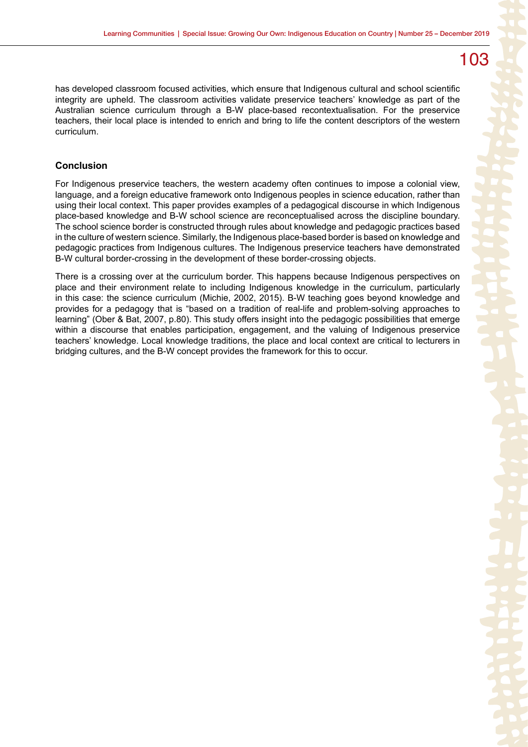has developed classroom focused activities, which ensure that Indigenous cultural and school scientific integrity are upheld. The classroom activities validate preservice teachers' knowledge as part of the Australian science curriculum through a B-W place-based recontextualisation. For the preservice teachers, their local place is intended to enrich and bring to life the content descriptors of the western curriculum.

## Conclusion

For Indigenous preservice teachers, the western academy often continues to impose a colonial view, language, and a foreign educative framework onto Indigenous peoples in science education, rather than using their local context. This paper provides examples of a pedagogical discourse in which Indigenous place-based knowledge and B-W school science are reconceptualised across the discipline boundary. The school science border is constructed through rules about knowledge and pedagogic practices based in the culture of western science. Similarly, the Indigenous place-based border is based on knowledge and pedagogic practices from Indigenous cultures. The Indigenous preservice teachers have demonstrated B-W cultural border-crossing in the development of these border-crossing objects.

There is a crossing over at the curriculum border. This happens because Indigenous perspectives on place and their environment relate to including Indigenous knowledge in the curriculum, particularly in this case: the science curriculum (Michie, 2002, 2015). B-W teaching goes beyond knowledge and provides for a pedagogy that is "based on a tradition of real-life and problem-solving approaches to learning" (Ober & Bat, 2007, p.80). This study offers insight into the pedagogic possibilities that emerge within a discourse that enables participation, engagement, and the valuing of Indigenous preservice teachers' knowledge. Local knowledge traditions, the place and local context are critical to lecturers in bridging cultures, and the B-W concept provides the framework for this to occur.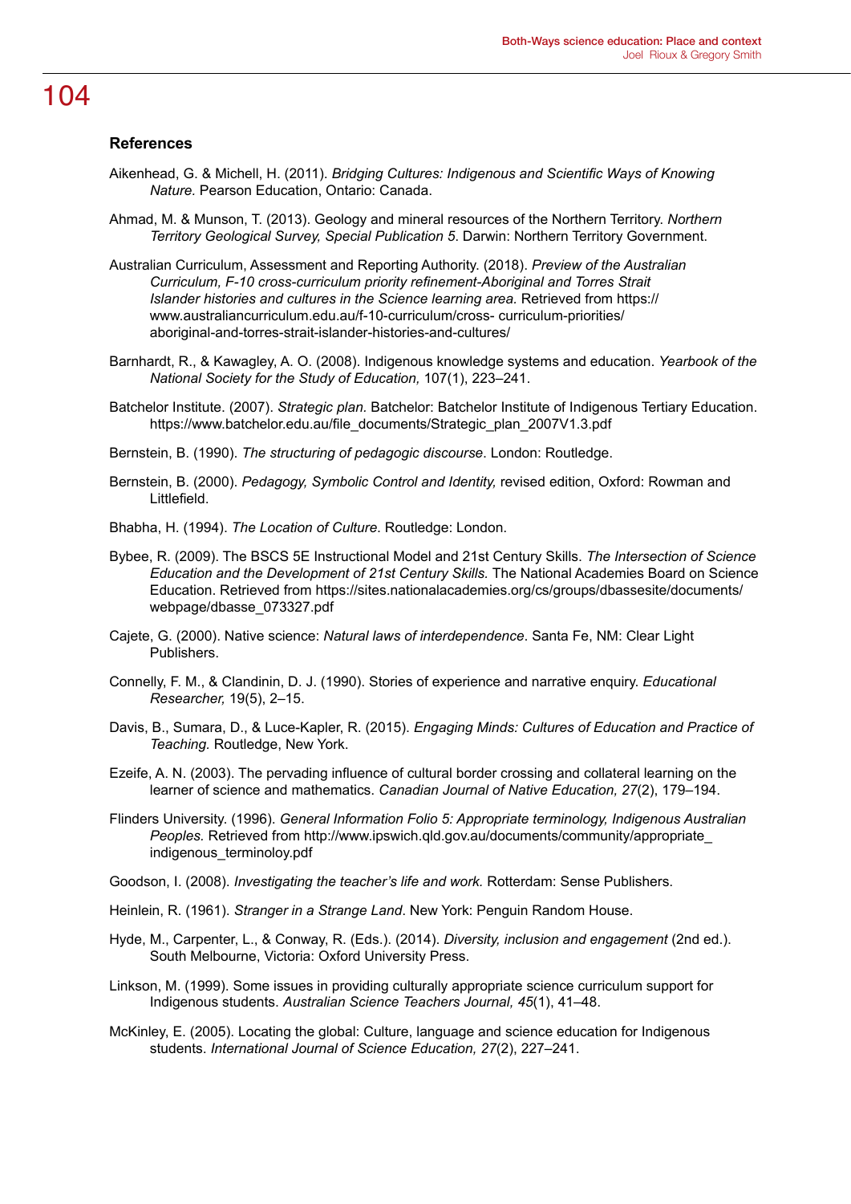## References

Aikenhead, G. & Michell, H. (2011). *Bridging Cultures: Indigenous and Scientific Ways of Knowing Nature.* Pearson Education, Ontario: Canada.

Ahmad, M. & Munson, T. (2013). Geology and mineral resources of the Northern Territory. *Northern Territory Geological Survey, Special Publication 5*. Darwin: Northern Territory Government.

Australian Curriculum, Assessment and Reporting Authority. (2018). *Preview of the Australian Curriculum, F-10 cross-curriculum priority refinement-Aboriginal and Torres Strait Islander histories and cultures in the Science learning area.* Retrieved from https://www.australiancurriculum.edu.au/f-10-curriculum/cross- curriculum-priorities/aboriginal-and-torres-strait-islander-histories-and-cultures/

Barnhardt, R., & Kawagley, A. O. (2008). Indigenous knowledge systems and education. *Yearbook of the National Society for the Study of Education,* 107(1), 223–241.

Batchelor Institute. (2007). *Strategic plan.* Batchelor: Batchelor Institute of Indigenous Tertiary Education. https://www.batchelor.edu.au/file_documents/Strategic_plan_2007V1.3.pdf

Bernstein, B. (1990). *The structuring of pedagogic discourse*. London: Routledge.

Bernstein, B. (2000). *Pedagogy, Symbolic Control and Identity,* revised edition, Oxford: Rowman and Littlefield.

Bhabha, H. (1994). *The Location of Culture*. Routledge: London.

Bybee, R. (2009). The BSCS 5E Instructional Model and 21st Century Skills. *The Intersection of Science Education and the Development of 21st Century Skills.* The National Academies Board on Science Education. Retrieved from https://sites.nationalacademies.org/cs/groups/dbassesite/documents/webpage/dbasse_073327.pdf

Cajete, G. (2000). Native science: *Natural laws of interdependence*. Santa Fe, NM: Clear Light Publishers.

Connelly, F. M., & Clandinin, D. J. (1990). Stories of experience and narrative enquiry. *Educational Researcher,* 19(5), 2–15.

Davis, B., Sumara, D., & Luce-Kapler, R. (2015). *Engaging Minds: Cultures of Education and Practice of Teaching.* Routledge, New York.

Ezeife, A. N. (2003). The pervading influence of cultural border crossing and collateral learning on the learner of science and mathematics. *Canadian Journal of Native Education, 27*(2), 179–194.

Flinders University. (1996). *General Information Folio 5: Appropriate terminology, Indigenous Australian Peoples.* Retrieved from http://www.ipswich.qld.gov.au/documents/community/appropriate_indigenous_terminoloy.pdf

Goodson, I. (2008). *Investigating the teacher's life and work.* Rotterdam: Sense Publishers.

Heinlein, R. (1961). *Stranger in a Strange Land*. New York: Penguin Random House.

Hyde, M., Carpenter, L., & Conway, R. (Eds.). (2014). *Diversity, inclusion and engagement* (2nd ed.). South Melbourne, Victoria: Oxford University Press.

Linkson, M. (1999). Some issues in providing culturally appropriate science curriculum support for Indigenous students. *Australian Science Teachers Journal, 45*(1), 41–48.

McKinley, E. (2005). Locating the global: Culture, language and science education for Indigenous students. *International Journal of Science Education, 27*(2), 227–241.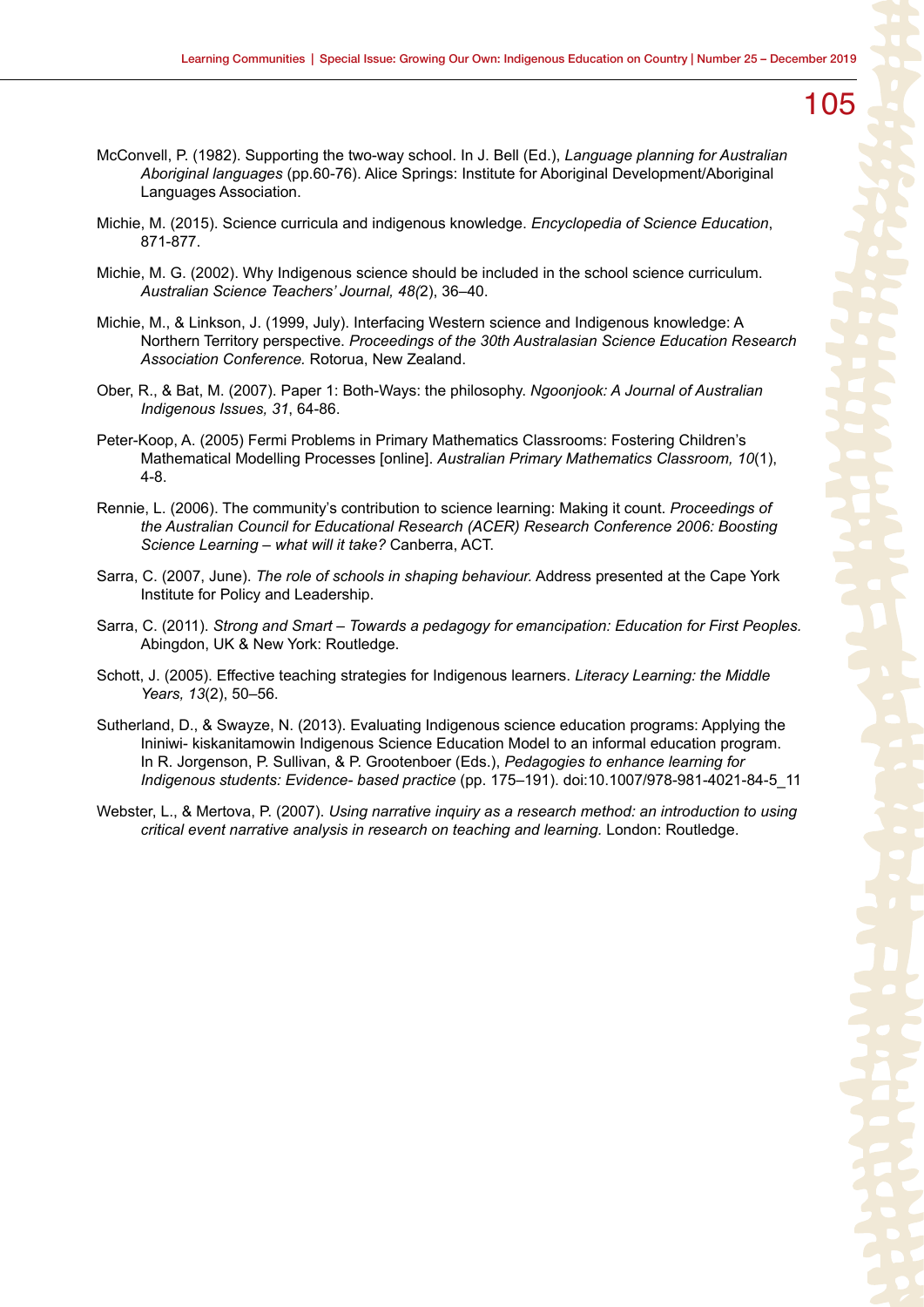McConvell, P. (1982). Supporting the two-way school. In J. Bell (Ed.), *Language planning for Australian Aboriginal languages* (pp.60-76). Alice Springs: Institute for Aboriginal Development/Aboriginal Languages Association.

Michie, M. (2015). Science curricula and indigenous knowledge. *Encyclopedia of Science Education*, 871-877.

Michie, M. G. (2002). Why Indigenous science should be included in the school science curriculum. *Australian Science Teachers' Journal, 48(*2), 36–40.

Michie, M., & Linkson, J. (1999, July). Interfacing Western science and Indigenous knowledge: A Northern Territory perspective. *Proceedings of the 30th Australasian Science Education Research Association Conference.* Rotorua, New Zealand.

Ober, R., & Bat, M. (2007). Paper 1: Both-Ways: the philosophy. *Ngoonjook: A Journal of Australian Indigenous Issues, 31*, 64-86.

Peter-Koop, A. (2005) Fermi Problems in Primary Mathematics Classrooms: Fostering Children's Mathematical Modelling Processes [online]. *Australian Primary Mathematics Classroom, 10*(1), 4-8.

Rennie, L. (2006). The community's contribution to science learning: Making it count. *Proceedings of the Australian Council for Educational Research (ACER) Research Conference 2006: Boosting Science Learning – what will it take?* Canberra, ACT.

Sarra, C. (2007, June). *The role of schools in shaping behaviour.* Address presented at the Cape York Institute for Policy and Leadership.

Sarra, C. (2011). *Strong and Smart – Towards a pedagogy for emancipation: Education for First Peoples.* Abingdon, UK & New York: Routledge.

Schott, J. (2005). Effective teaching strategies for Indigenous learners. *Literacy Learning: the Middle Years, 13*(2), 50–56.

Sutherland, D., & Swayze, N. (2013). Evaluating Indigenous science education programs: Applying the Ininiwi- kiskanitamowin Indigenous Science Education Model to an informal education program. In R. Jorgenson, P. Sullivan, & P. Grootenboer (Eds.), *Pedagogies to enhance learning for Indigenous students: Evidence- based practice* (pp. 175–191). doi:10.1007/978-981-4021-84-5_11

Webster, L., & Mertova, P. (2007). *Using narrative inquiry as a research method: an introduction to using critical event narrative analysis in research on teaching and learning.* London: Routledge.